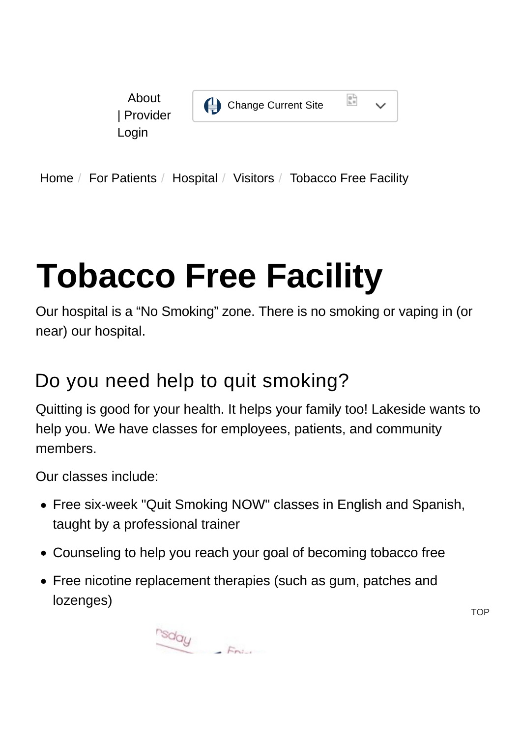About | Provider Login

Change Current Site

Home / For Patients / Hospital / Visitors / Tobacco Free Facility

# Tobacco Free Facility

Our hospital is a “No Smoking” zone. There is no smoking or vaping in (or near) our hospital.

## Do you need help to quit smoking?

Quitting is good for your health. It helps your family too! Lakeside wants to help you. We have classes for employees, patients, and community members.

Our classes include:

- Free six-week "Quit Smoking NOW" classes in English and Spanish, taught by a professional trainer
- Counseling to help you reach your goal of becoming tobacco free
- Free nicotine replacement therapies (such as gum, patches and lozenges)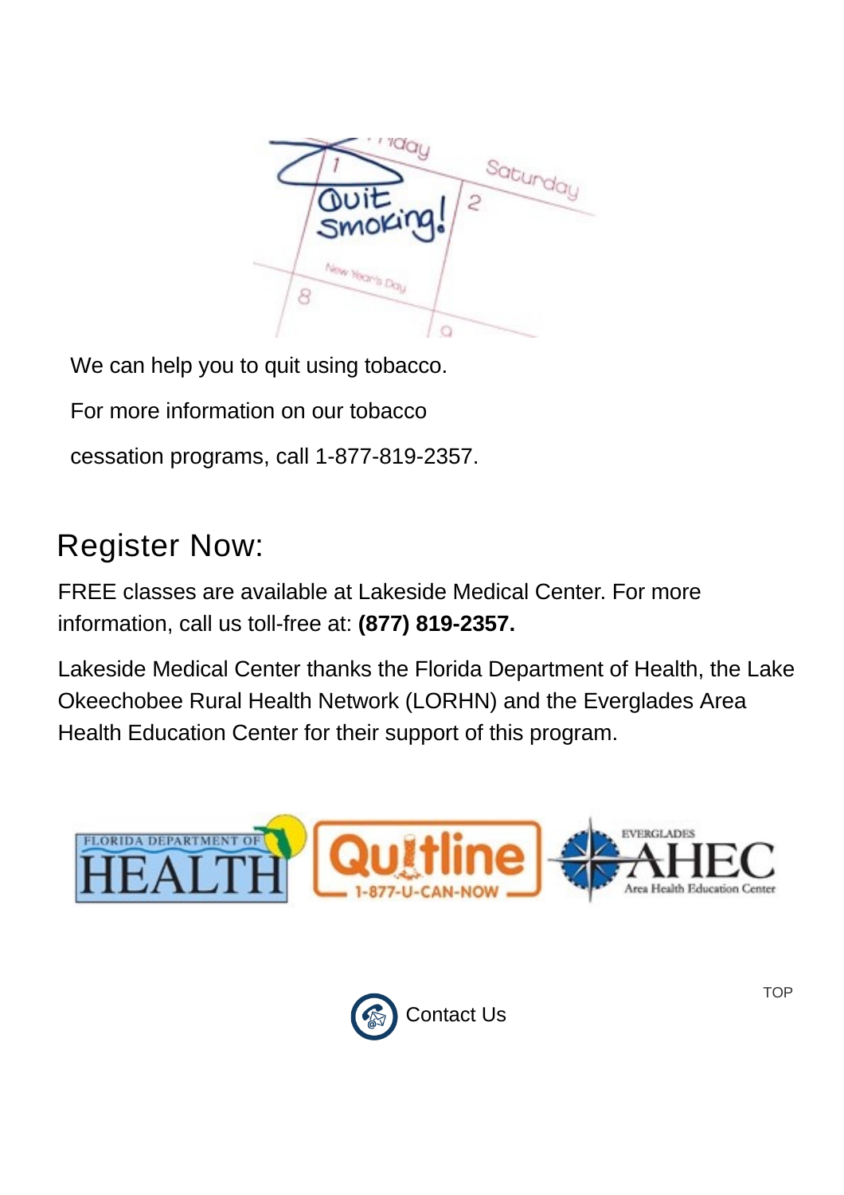We can help you to quit using tobacco.

For more information on our tobacco

cessation programs, call 1-877-819-2357.

## Register Now:

FREE classes are available at Lakeside Medical Center. For more information, call us toll-free at: **(877) 819-2357.**

Lakeside Medical Center thanks the Florida Department of Health, the Lake Okeechobee Rural Health Network (LORHN) and the Everglades Area Health Education Center for their support of this program.

Contact Us

TOP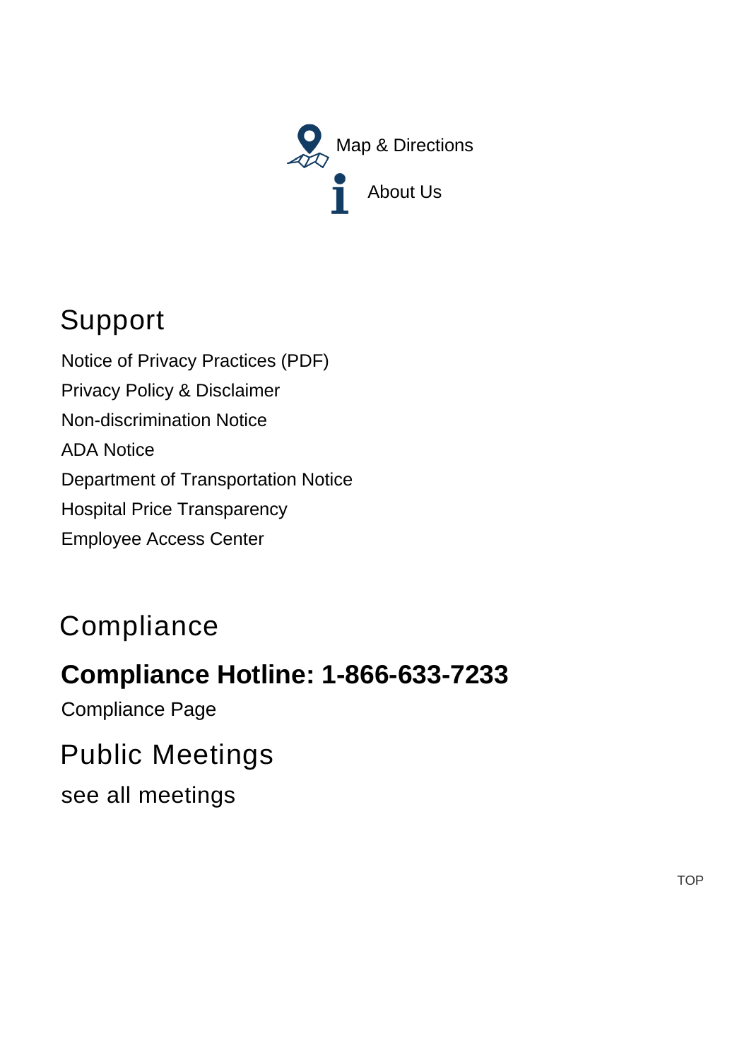Map & Directions

About Us

## Support

Notice of Privacy Practices (PDF)

Privacy Policy & Disclaimer

Non-discrimination Notice

ADA Notice

Department of Transportation Notice

Hospital Price Transparency

Employee Access Center

## Compliance

### **Compliance Hotline: 1-866-633-7233**

Compliance Page

## Public Meetings

see all meetings

TOP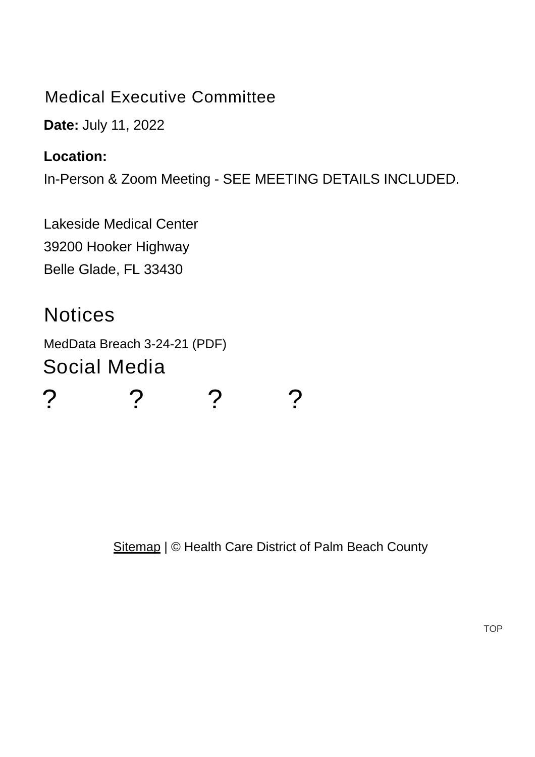Medical Executive Committee

**Date:** July 11, 2022

**Location:**
In-Person & Zoom Meeting - SEE MEETING DETAILS INCLUDED.

Lakeside Medical Center
39200 Hooker Highway
Belle Glade, FL 33430

## Notices

MedData Breach 3-24-21 (PDF)

## Social Media

? ? ? ?

Sitemap | © Health Care District of Palm Beach County

TOP